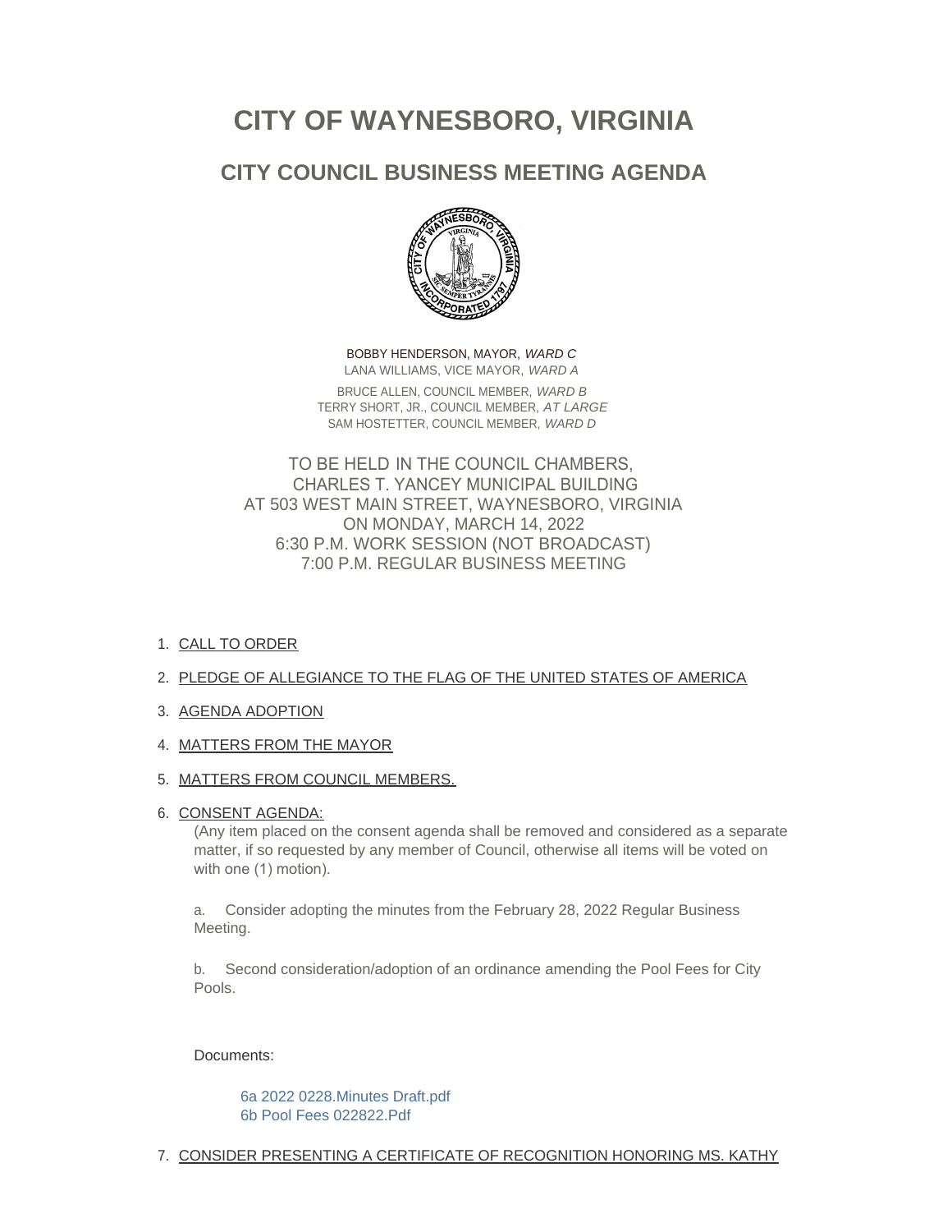# CITY OF WAYNESBORO, VIRGINIA

## CITY COUNCIL BUSINESS MEETING AGENDA

BOBBY HENDERSON, MAYOR, *WARD C*
LANA WILLIAMS, VICE MAYOR, *WARD A*

BRUCE ALLEN, COUNCIL MEMBER, *WARD B*
TERRY SHORT, JR., COUNCIL MEMBER, *AT LARGE*
SAM HOSTETTER, COUNCIL MEMBER, *WARD D*

TO BE HELD IN THE COUNCIL CHAMBERS,
CHARLES T. YANCEY MUNICIPAL BUILDING
AT 503 WEST MAIN STREET, WAYNESBORO, VIRGINIA
ON MONDAY, MARCH 14, 2022
6:30 P.M. WORK SESSION (NOT BROADCAST)
7:00 P.M. REGULAR BUSINESS MEETING

1. CALL TO ORDER
2. PLEDGE OF ALLEGIANCE TO THE FLAG OF THE UNITED STATES OF AMERICA
3. AGENDA ADOPTION
4. MATTERS FROM THE MAYOR
5. MATTERS FROM COUNCIL MEMBERS.
6. CONSENT AGENDA:

   (Any item placed on the consent agenda shall be removed and considered as a separate matter, if so requested by any member of Council, otherwise all items will be voted on with one (1) motion).

   a. Consider adopting the minutes from the February 28, 2022 Regular Business Meeting.

   b. Second consideration/adoption of an ordinance amending the Pool Fees for City Pools.

   Documents:

   6a 2022 0228.Minutes Draft.pdf
   6b Pool Fees 022822.Pdf

7. CONSIDER PRESENTING A CERTIFICATE OF RECOGNITION HONORING MS. KATHY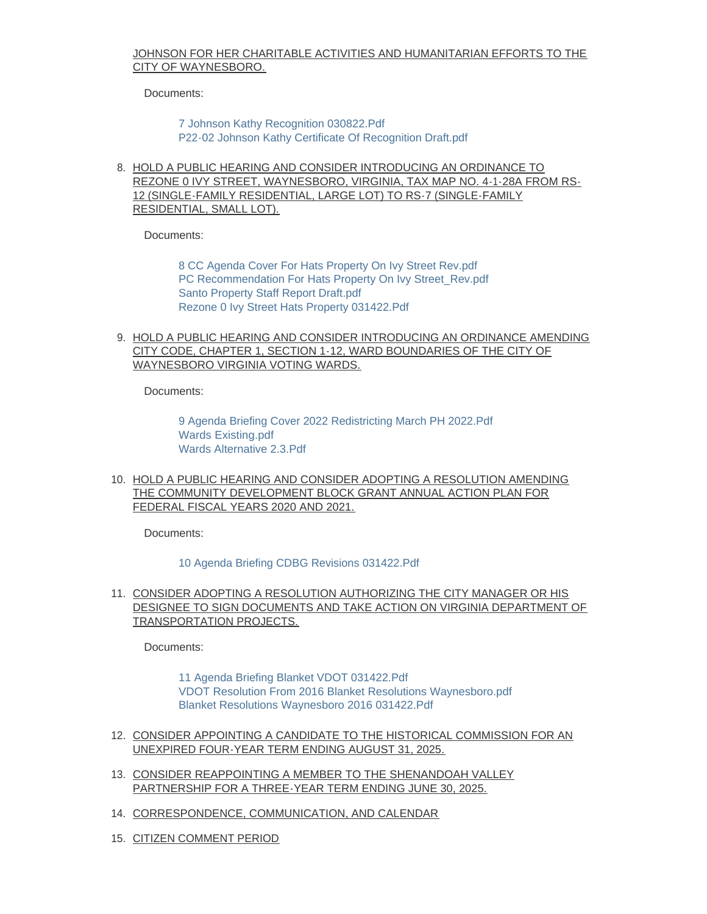JOHNSON FOR HER CHARITABLE ACTIVITIES AND HUMANITARIAN EFFORTS TO THE CITY OF WAYNESBORO.

Documents:

- 7 Johnson Kathy Recognition 030822.Pdf
- P22-02 Johnson Kathy Certificate Of Recognition Draft.pdf

8. HOLD A PUBLIC HEARING AND CONSIDER INTRODUCING AN ORDINANCE TO REZONE 0 IVY STREET, WAYNESBORO, VIRGINIA, TAX MAP NO. 4-1-28A FROM RS-12 (SINGLE-FAMILY RESIDENTIAL, LARGE LOT) TO RS-7 (SINGLE-FAMILY RESIDENTIAL, SMALL LOT).

   Documents:

   - 8 CC Agenda Cover For Hats Property On Ivy Street Rev.pdf
   - PC Recommendation For Hats Property On Ivy Street_Rev.pdf
   - Santo Property Staff Report Draft.pdf
   - Rezone 0 Ivy Street Hats Property 031422.Pdf

9. HOLD A PUBLIC HEARING AND CONSIDER INTRODUCING AN ORDINANCE AMENDING CITY CODE, CHAPTER 1, SECTION 1-12, WARD BOUNDARIES OF THE CITY OF WAYNESBORO VIRGINIA VOTING WARDS.

   Documents:

   - 9 Agenda Briefing Cover 2022 Redistricting March PH 2022.Pdf
   - Wards Existing.pdf
   - Wards Alternative 2.3.Pdf

10. HOLD A PUBLIC HEARING AND CONSIDER ADOPTING A RESOLUTION AMENDING THE COMMUNITY DEVELOPMENT BLOCK GRANT ANNUAL ACTION PLAN FOR FEDERAL FISCAL YEARS 2020 AND 2021.

    Documents:

    - 10 Agenda Briefing CDBG Revisions 031422.Pdf

11. CONSIDER ADOPTING A RESOLUTION AUTHORIZING THE CITY MANAGER OR HIS DESIGNEE TO SIGN DOCUMENTS AND TAKE ACTION ON VIRGINIA DEPARTMENT OF TRANSPORTATION PROJECTS.

    Documents:

    - 11 Agenda Briefing Blanket VDOT 031422.Pdf
    - VDOT Resolution From 2016 Blanket Resolutions Waynesboro.pdf
    - Blanket Resolutions Waynesboro 2016 031422.Pdf

12. CONSIDER APPOINTING A CANDIDATE TO THE HISTORICAL COMMISSION FOR AN UNEXPIRED FOUR-YEAR TERM ENDING AUGUST 31, 2025.

13. CONSIDER REAPPOINTING A MEMBER TO THE SHENANDOAH VALLEY PARTNERSHIP FOR A THREE-YEAR TERM ENDING JUNE 30, 2025.

14. CORRESPONDENCE, COMMUNICATION, AND CALENDAR

15. CITIZEN COMMENT PERIOD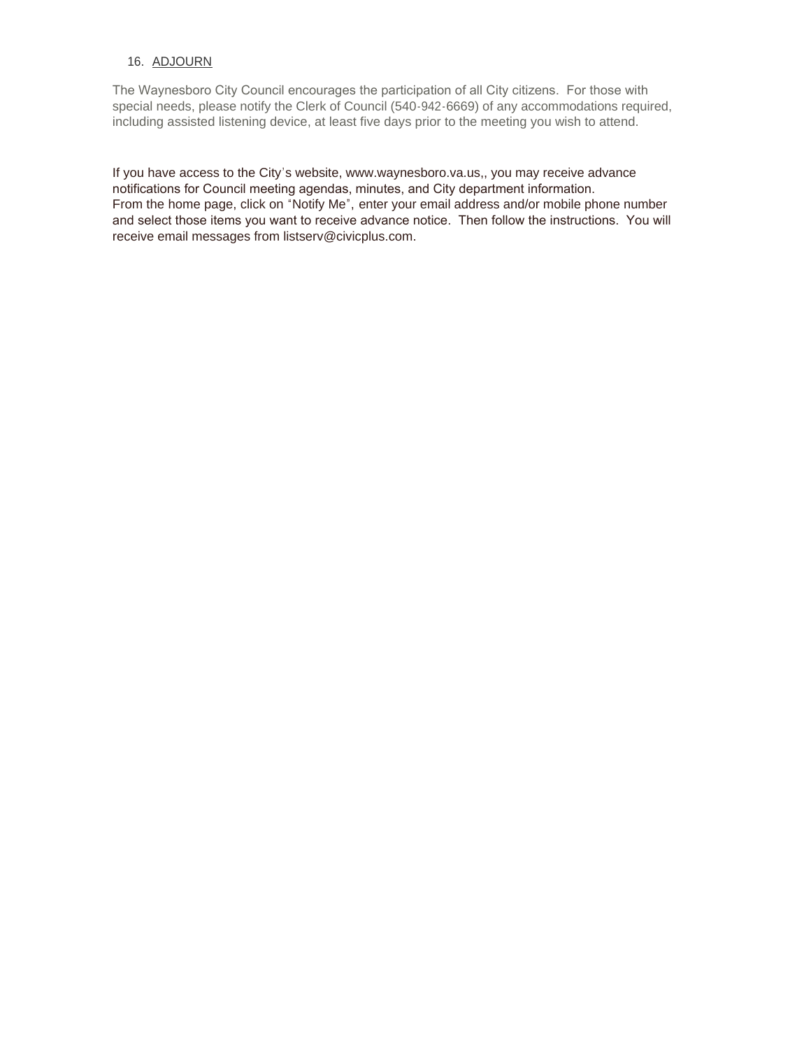16. ADJOURN

The Waynesboro City Council encourages the participation of all City citizens. For those with special needs, please notify the Clerk of Council (540-942-6669) of any accommodations required, including assisted listening device, at least five days prior to the meeting you wish to attend.

If you have access to the City's website, www.waynesboro.va.us,, you may receive advance notifications for Council meeting agendas, minutes, and City department information. From the home page, click on "Notify Me", enter your email address and/or mobile phone number and select those items you want to receive advance notice. Then follow the instructions. You will receive email messages from listserv@civicplus.com.